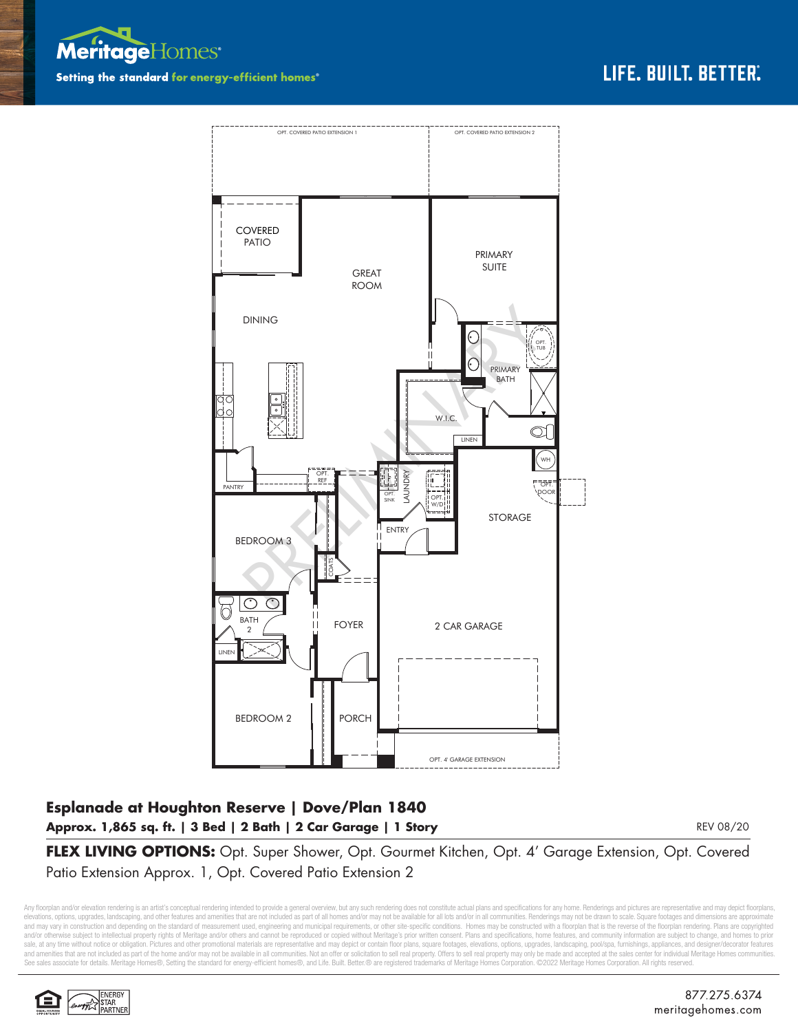Meritage Homes

Setting the standard **for energy-efficient homes**®

LIFE. BUILT. BETTER.®

OPT. COVERED PATIO EXTENSION 1

OPT. COVERED PATIO EXTENSION 2

COVERED PATIO

GREAT ROOM

PRIMARY SUITE

DINING

OPT. TUB

PRIMARY BATH

W.I.C.

LINEN

PANTRY

OPT. REF

OPT. SINK

LAUNDRY

OPT. W/D

WH

OPT. DOOR

STORAGE

ENTRY

BEDROOM 3

COATS

BATH 2

LINEN

FOYER

2 CAR GARAGE

BEDROOM 2

PORCH

OPT. 4' GARAGE EXTENSION

PRELIMINARY

## Esplanade at Houghton Reserve | Dove/Plan 1840

**Approx. 1,865 sq. ft. | 3 Bed | 2 Bath | 2 Car Garage | 1 Story**

REV 08/20

**FLEX LIVING OPTIONS:** Opt. Super Shower, Opt. Gourmet Kitchen, Opt. 4' Garage Extension, Opt. Covered Patio Extension Approx. 1, Opt. Covered Patio Extension 2

Any floorplan and/or elevation rendering is an artist's conceptual rendering intended to provide a general overview, but any such rendering does not constitute actual plans and specifications for any home. Renderings and pictures are representative and may depict floorplans, elevations, options, upgrades, landscaping, and other features and amenities that are not included as part of all homes and/or may not be available for all lots and/or in all communities. Renderings may not be drawn to scale. Square footages and dimensions are approximate and may vary in construction and depending on the standard of measurement used, engineering and municipal requirements, or other site-specific conditions. Homes may be constructed with a floorplan that is the reverse of the floorplan rendering. Plans are copyrighted and/or otherwise subject to intellectual property rights of Meritage and/or others and cannot be reproduced or copied without Meritage's prior written consent. Plans and specifications, home features, and community information are subject to change, and homes to prior sale, at any time without notice or obligation. Pictures and other promotional materials are representative and may depict or contain floor plans, square footages, elevations, options, upgrades, landscaping, pool/spa, furnishings, appliances, and designer/decorator features and amenities that are not included as part of the home and/or may not be available in all communities. Not an offer or solicitation to sell real property. Offers to sell real property may only be made and accepted at the sales center for individual Meritage Homes communities. See sales associate for details. Meritage Homes®, Setting the standard for energy-efficient homes®, and Life. Built. Better.® are registered trademarks of Meritage Homes Corporation. ©2022 Meritage Homes Corporation. All rights reserved.

ENERGY STAR PARTNER

877.275.6374
meritagehomes.com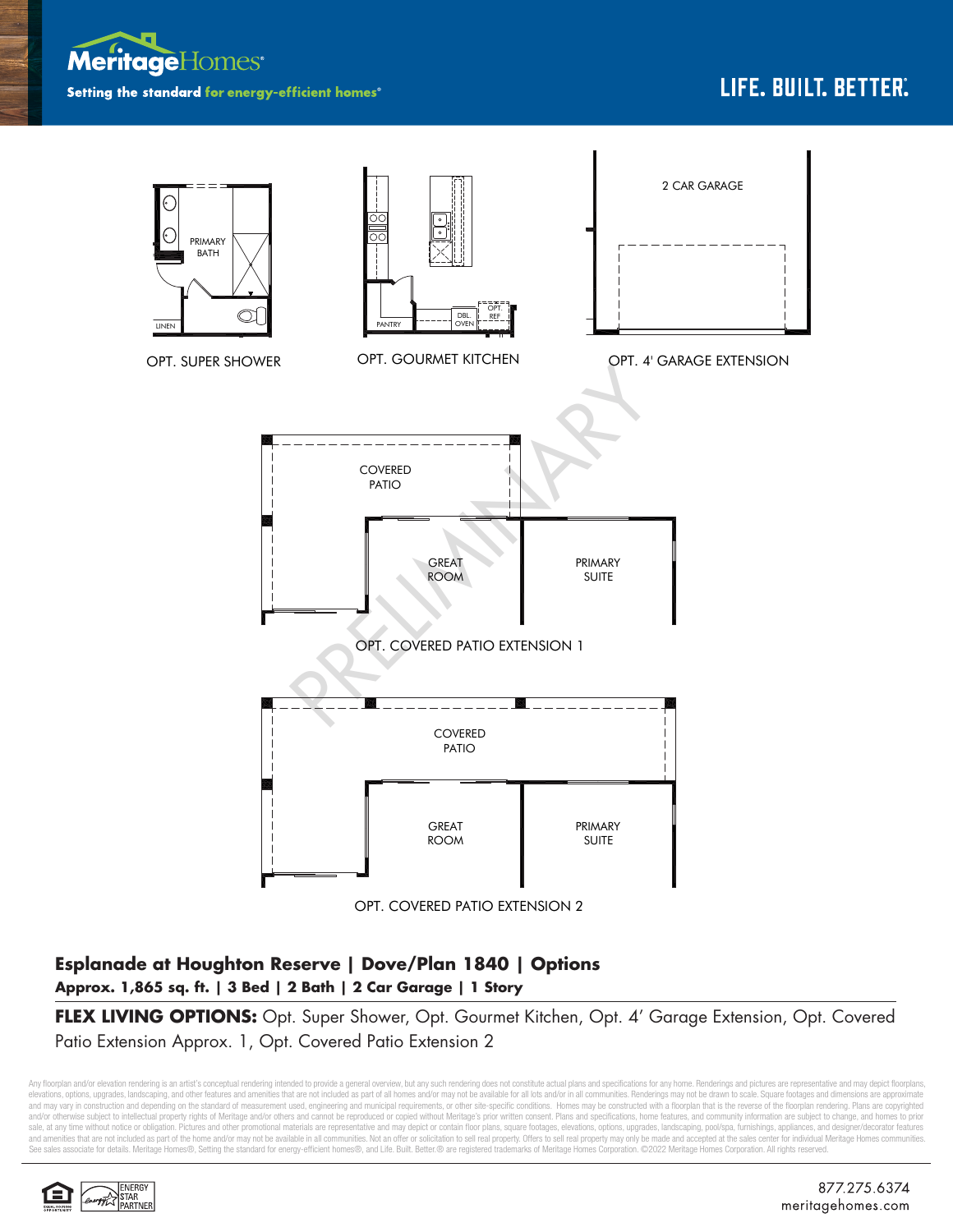MeritageHomes
Setting the standard for energy-efficient homes®

LIFE. BUILT. BETTER.

PRIMARY BATH
LINEN

OPT. SUPER SHOWER

PANTRY
DBL. OVEN
OPT. REF

OPT. GOURMET KITCHEN

2 CAR GARAGE

OPT. 4' GARAGE EXTENSION

COVERED PATIO
GREAT ROOM
PRIMARY SUITE

OPT. COVERED PATIO EXTENSION 1

COVERED PATIO
GREAT ROOM
PRIMARY SUITE

OPT. COVERED PATIO EXTENSION 2

PRELIMINARY

## Esplanade at Houghton Reserve | Dove/Plan 1840 | Options

**Approx. 1,865 sq. ft. | 3 Bed | 2 Bath | 2 Car Garage | 1 Story**

**FLEX LIVING OPTIONS:** Opt. Super Shower, Opt. Gourmet Kitchen, Opt. 4' Garage Extension, Opt. Covered Patio Extension Approx. 1, Opt. Covered Patio Extension 2

Any floorplan and/or elevation rendering is an artist's conceptual rendering intended to provide a general overview, but any such rendering does not constitute actual plans and specifications for any home. Renderings and pictures are representative and may depict floorplans, elevations, options, upgrades, landscaping, and other features and amenities that are not included as part of all homes and/or may not be available for all lots and/or in all communities. Renderings may not be drawn to scale. Square footages and dimensions are approximate and may vary in construction and depending on the standard of measurement used, engineering and municipal requirements, or other site-specific conditions. Homes may be constructed with a floorplan that is the reverse of the floorplan rendering. Plans are copyrighted and/or otherwise subject to intellectual property rights of Meritage and/or others and cannot be reproduced or copied without Meritage's prior written consent. Plans and specifications, home features, and community information are subject to change, and homes to prior sale, at any time without notice or obligation. Pictures and other promotional materials are representative and may depict or contain floor plans, square footages, elevations, options, upgrades, landscaping, pool/spa, furnishings, appliances, and designer/decorator features and amenities that are not included as part of the home and/or may not be available in all communities. Not an offer or solicitation to sell real property. Offers to sell real property may only be made and accepted at the sales center for individual Meritage Homes communities. See sales associate for details. Meritage Homes®, Setting the standard for energy-efficient homes®, and Life. Built. Better.® are registered trademarks of Meritage Homes Corporation. ©2022 Meritage Homes Corporation. All rights reserved.

ENERGY STAR PARTNER

877.275.6374
meritagehomes.com